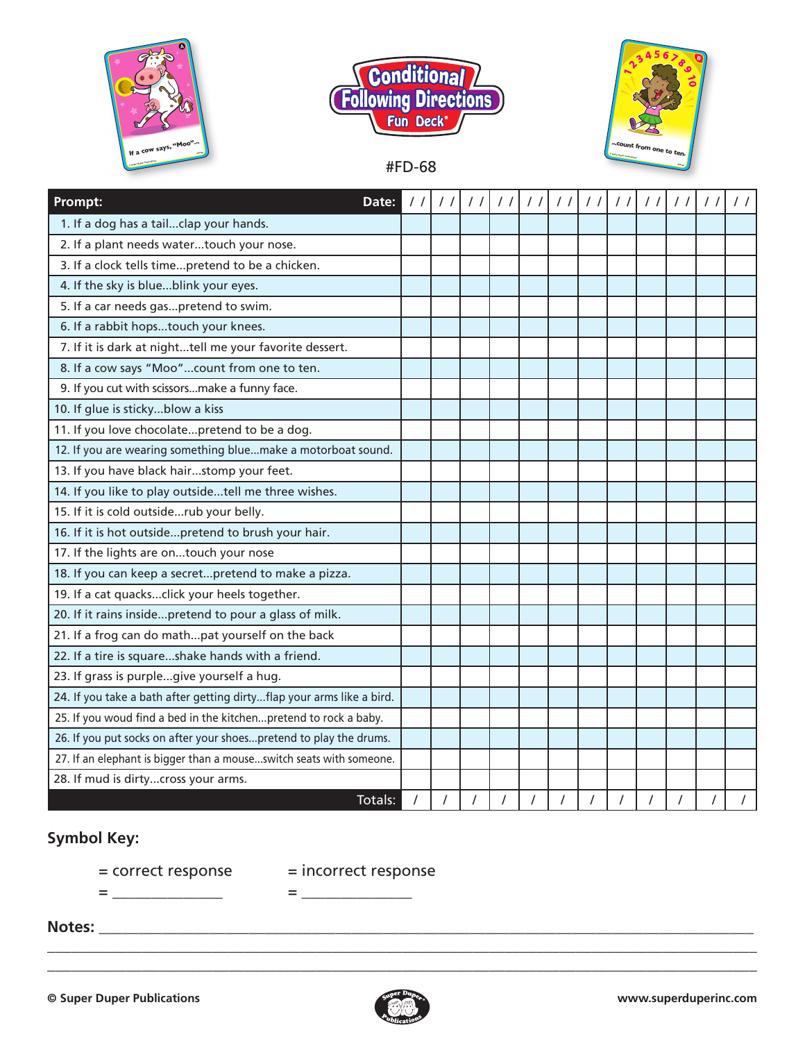# Conditional Following Directions Fun Deck®

#FD-68

| Prompt: Date: | / / | / / | / / | / / | / / | / / | / / | / / | / / | / / | / / | / / |
|---|---|---|---|---|---|---|---|---|---|---|---|---|
| 1. If a dog has a tail...clap your hands. | | | | | | | | | | | | |
| 2. If a plant needs water...touch your nose. | | | | | | | | | | | | |
| 3. If a clock tells time...pretend to be a chicken. | | | | | | | | | | | | |
| 4. If the sky is blue...blink your eyes. | | | | | | | | | | | | |
| 5. If a car needs gas...pretend to swim. | | | | | | | | | | | | |
| 6. If a rabbit hops...touch your knees. | | | | | | | | | | | | |
| 7. If it is dark at night...tell me your favorite dessert. | | | | | | | | | | | | |
| 8. If a cow says "Moo"...count from one to ten. | | | | | | | | | | | | |
| 9. If you cut with scissors...make a funny face. | | | | | | | | | | | | |
| 10. If glue is sticky...blow a kiss | | | | | | | | | | | | |
| 11. If you love chocolate...pretend to be a dog. | | | | | | | | | | | | |
| 12. If you are wearing something blue...make a motorboat sound. | | | | | | | | | | | | |
| 13. If you have black hair...stomp your feet. | | | | | | | | | | | | |
| 14. If you like to play outside...tell me three wishes. | | | | | | | | | | | | |
| 15. If it is cold outside...rub your belly. | | | | | | | | | | | | |
| 16. If it is hot outside...pretend to brush your hair. | | | | | | | | | | | | |
| 17. If the lights are on...touch your nose | | | | | | | | | | | | |
| 18. If you can keep a secret...pretend to make a pizza. | | | | | | | | | | | | |
| 19. If a cat quacks...click your heels together. | | | | | | | | | | | | |
| 20. If it rains inside...pretend to pour a glass of milk. | | | | | | | | | | | | |
| 21. If a frog can do math...pat yourself on the back | | | | | | | | | | | | |
| 22. If a tire is square...shake hands with a friend. | | | | | | | | | | | | |
| 23. If grass is purple...give yourself a hug. | | | | | | | | | | | | |
| 24. If you take a bath after getting dirty...flap your arms like a bird. | | | | | | | | | | | | |
| 25. If you woud find a bed in the kitchen...pretend to rock a baby. | | | | | | | | | | | | |
| 26. If you put socks on after your shoes...pretend to play the drums. | | | | | | | | | | | | |
| 27. If an elephant is bigger than a mouse...switch seats with someone. | | | | | | | | | | | | |
| 28. If mud is dirty...cross your arms. | | | | | | | | | | | | |
| Totals: | / | / | / | / | / | / | / | / | / | / | / | / |

**Symbol Key:**

= correct response = incorrect response

= _______________ = _______________

**Notes:** ______________________________________________________________________________

______________________________________________________________________________________

______________________________________________________________________________________

© Super Duper Publications www.superduperinc.com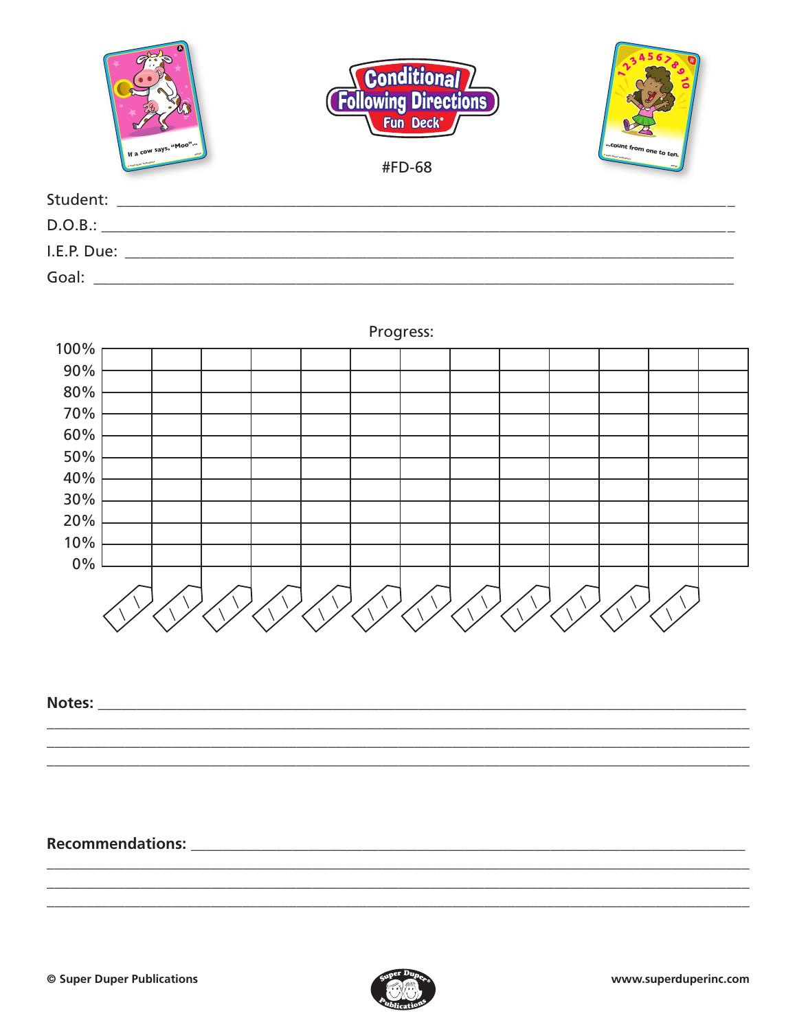# Conditional Following Directions Fun Deck®

#FD-68

Student: ___________________________________________

D.O.B.: ___________________________________________

I.E.P. Due: ___________________________________________

Goal: ___________________________________________

Progress:

100%
90%
80%
70%
60%
50%
40%
30%
20%
10%
0%

**Notes:** ___________________________________________

___________________________________________

___________________________________________

___________________________________________

**Recommendations:** ___________________________________________

___________________________________________

___________________________________________

___________________________________________

**© Super Duper Publications** **www.superduperinc.com**